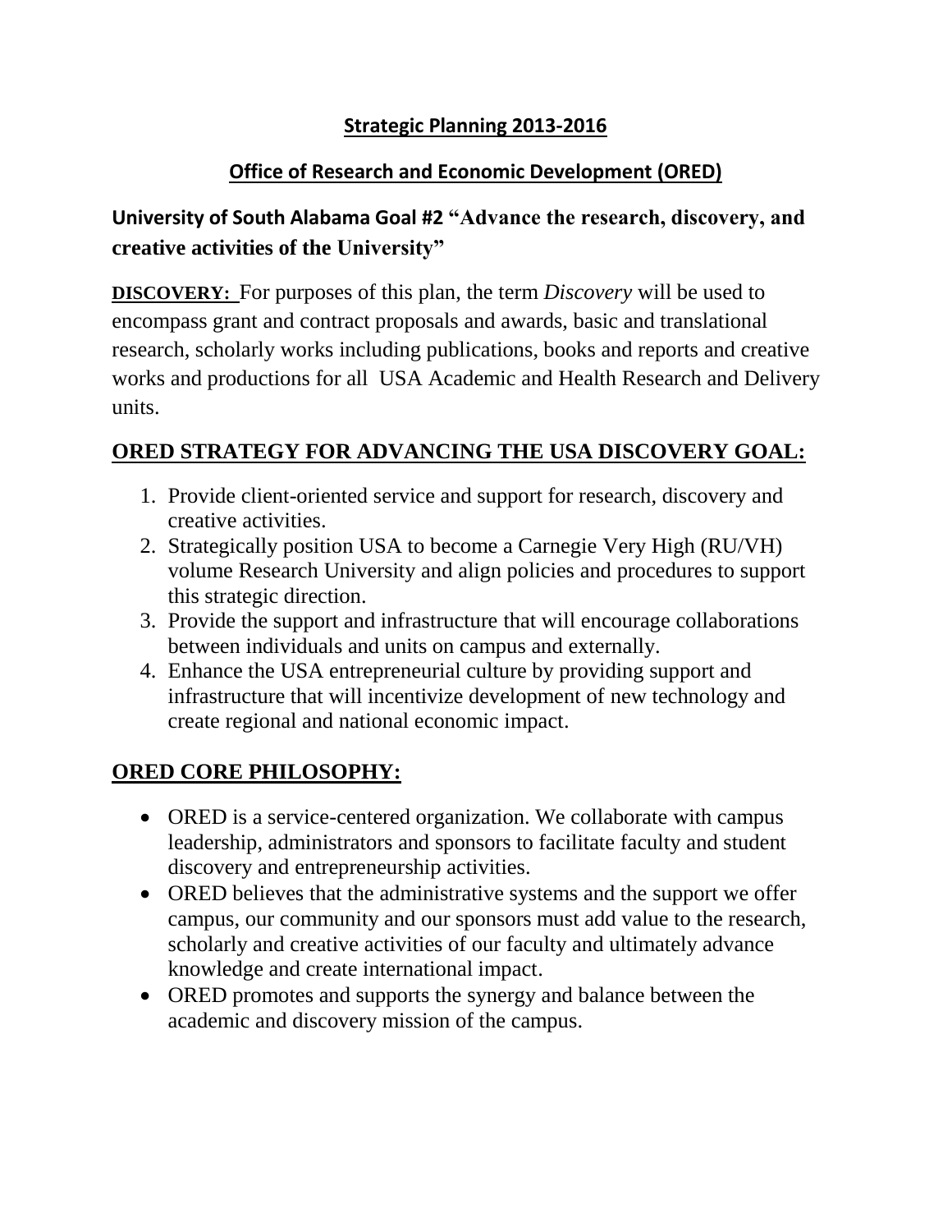# Strategic Planning 2013-2016

## Office of Research and Economic Development (ORED)

### University of South Alabama Goal #2 "Advance the research, discovery, and creative activities of the University"

**DISCOVERY:** For purposes of this plan, the term *Discovery* will be used to encompass grant and contract proposals and awards, basic and translational research, scholarly works including publications, books and reports and creative works and productions for all USA Academic and Health Research and Delivery units.

## ORED STRATEGY FOR ADVANCING THE USA DISCOVERY GOAL:

1. Provide client-oriented service and support for research, discovery and creative activities.
2. Strategically position USA to become a Carnegie Very High (RU/VH) volume Research University and align policies and procedures to support this strategic direction.
3. Provide the support and infrastructure that will encourage collaborations between individuals and units on campus and externally.
4. Enhance the USA entrepreneurial culture by providing support and infrastructure that will incentivize development of new technology and create regional and national economic impact.

## ORED CORE PHILOSOPHY:

- ORED is a service-centered organization. We collaborate with campus leadership, administrators and sponsors to facilitate faculty and student discovery and entrepreneurship activities.
- ORED believes that the administrative systems and the support we offer campus, our community and our sponsors must add value to the research, scholarly and creative activities of our faculty and ultimately advance knowledge and create international impact.
- ORED promotes and supports the synergy and balance between the academic and discovery mission of the campus.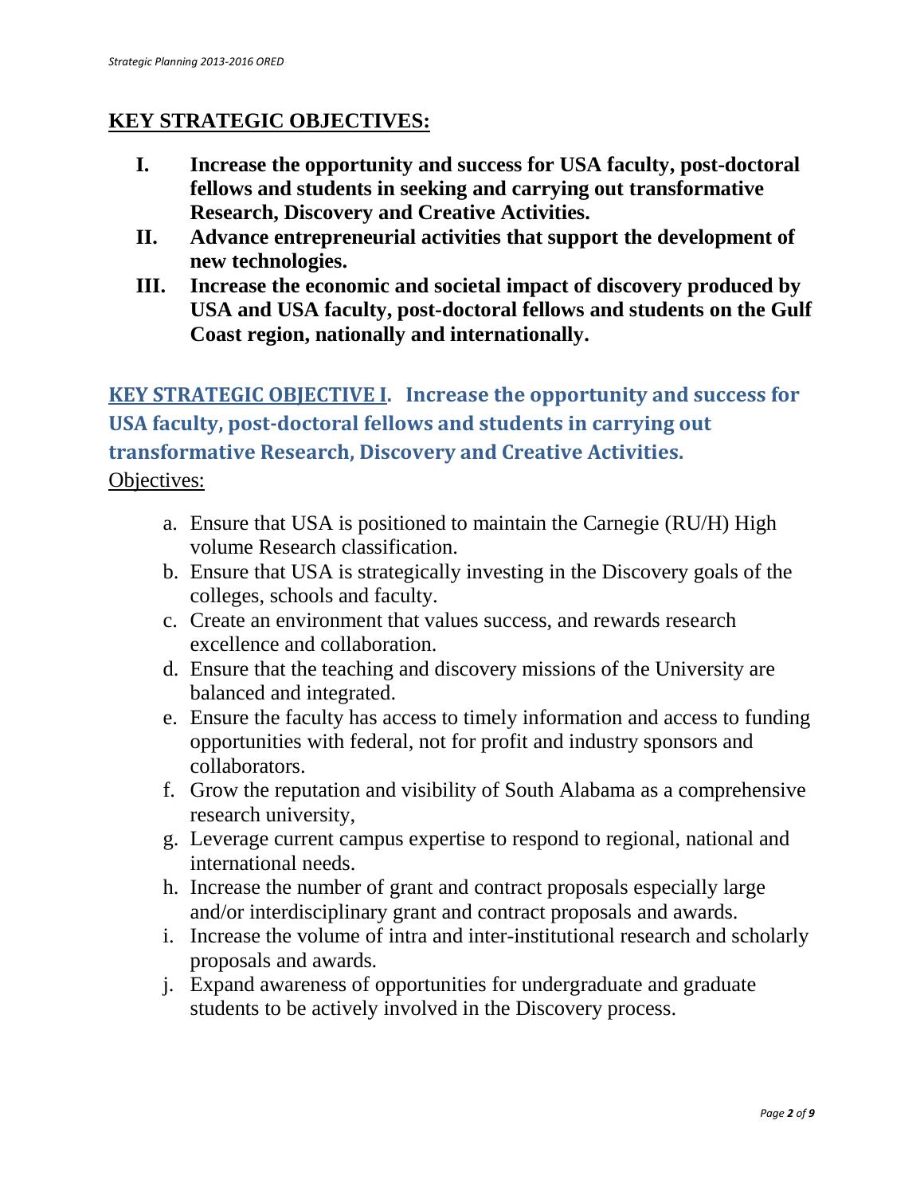## KEY STRATEGIC OBJECTIVES:

I. **Increase the opportunity and success for USA faculty, post-doctoral fellows and students in seeking and carrying out transformative Research, Discovery and Creative Activities.**

II. **Advance entrepreneurial activities that support the development of new technologies.**

III. **Increase the economic and societal impact of discovery produced by USA and USA faculty, post-doctoral fellows and students on the Gulf Coast region, nationally and internationally.**

## KEY STRATEGIC OBJECTIVE I. Increase the opportunity and success for USA faculty, post-doctoral fellows and students in carrying out transformative Research, Discovery and Creative Activities.

Objectives:

a. Ensure that USA is positioned to maintain the Carnegie (RU/H) High volume Research classification.
b. Ensure that USA is strategically investing in the Discovery goals of the colleges, schools and faculty.
c. Create an environment that values success, and rewards research excellence and collaboration.
d. Ensure that the teaching and discovery missions of the University are balanced and integrated.
e. Ensure the faculty has access to timely information and access to funding opportunities with federal, not for profit and industry sponsors and collaborators.
f. Grow the reputation and visibility of South Alabama as a comprehensive research university,
g. Leverage current campus expertise to respond to regional, national and international needs.
h. Increase the number of grant and contract proposals especially large and/or interdisciplinary grant and contract proposals and awards.
i. Increase the volume of intra and inter-institutional research and scholarly proposals and awards.
j. Expand awareness of opportunities for undergraduate and graduate students to be actively involved in the Discovery process.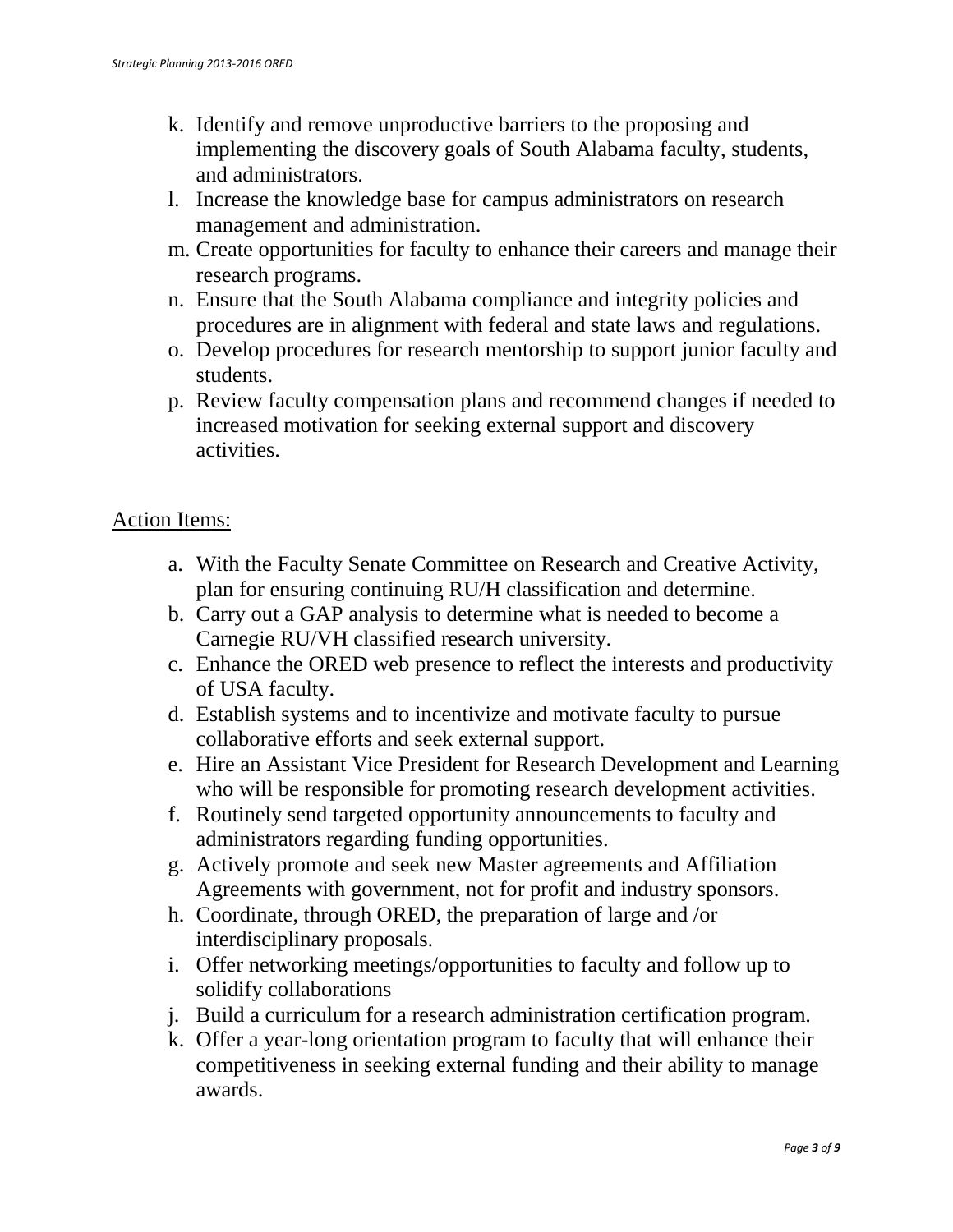k. Identify and remove unproductive barriers to the proposing and implementing the discovery goals of South Alabama faculty, students, and administrators.
l. Increase the knowledge base for campus administrators on research management and administration.
m. Create opportunities for faculty to enhance their careers and manage their research programs.
n. Ensure that the South Alabama compliance and integrity policies and procedures are in alignment with federal and state laws and regulations.
o. Develop procedures for research mentorship to support junior faculty and students.
p. Review faculty compensation plans and recommend changes if needed to increased motivation for seeking external support and discovery activities.

Action Items:

a. With the Faculty Senate Committee on Research and Creative Activity, plan for ensuring continuing RU/H classification and determine.
b. Carry out a GAP analysis to determine what is needed to become a Carnegie RU/VH classified research university.
c. Enhance the ORED web presence to reflect the interests and productivity of USA faculty.
d. Establish systems and to incentivize and motivate faculty to pursue collaborative efforts and seek external support.
e. Hire an Assistant Vice President for Research Development and Learning who will be responsible for promoting research development activities.
f. Routinely send targeted opportunity announcements to faculty and administrators regarding funding opportunities.
g. Actively promote and seek new Master agreements and Affiliation Agreements with government, not for profit and industry sponsors.
h. Coordinate, through ORED, the preparation of large and /or interdisciplinary proposals.
i. Offer networking meetings/opportunities to faculty and follow up to solidify collaborations
j. Build a curriculum for a research administration certification program.
k. Offer a year-long orientation program to faculty that will enhance their competitiveness in seeking external funding and their ability to manage awards.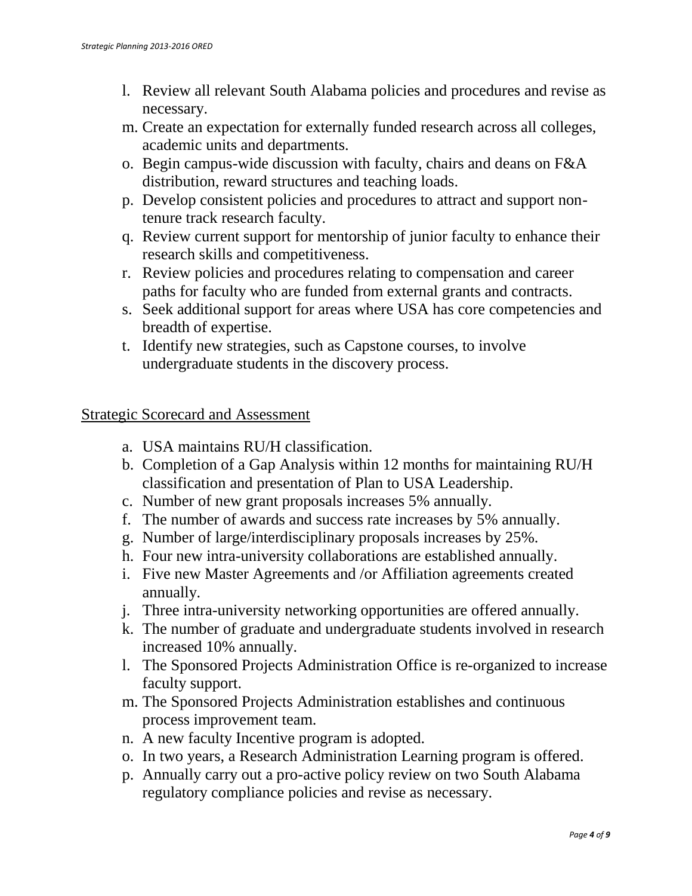l. Review all relevant South Alabama policies and procedures and revise as necessary.
m. Create an expectation for externally funded research across all colleges, academic units and departments.
o. Begin campus-wide discussion with faculty, chairs and deans on F&A distribution, reward structures and teaching loads.
p. Develop consistent policies and procedures to attract and support non-tenure track research faculty.
q. Review current support for mentorship of junior faculty to enhance their research skills and competitiveness.
r. Review policies and procedures relating to compensation and career paths for faculty who are funded from external grants and contracts.
s. Seek additional support for areas where USA has core competencies and breadth of expertise.
t. Identify new strategies, such as Capstone courses, to involve undergraduate students in the discovery process.

<u>Strategic Scorecard and Assessment</u>

a. USA maintains RU/H classification.
b. Completion of a Gap Analysis within 12 months for maintaining RU/H classification and presentation of Plan to USA Leadership.
c. Number of new grant proposals increases 5% annually.
f. The number of awards and success rate increases by 5% annually.
g. Number of large/interdisciplinary proposals increases by 25%.
h. Four new intra-university collaborations are established annually.
i. Five new Master Agreements and /or Affiliation agreements created annually.
j. Three intra-university networking opportunities are offered annually.
k. The number of graduate and undergraduate students involved in research increased 10% annually.
l. The Sponsored Projects Administration Office is re-organized to increase faculty support.
m. The Sponsored Projects Administration establishes and continuous process improvement team.
n. A new faculty Incentive program is adopted.
o. In two years, a Research Administration Learning program is offered.
p. Annually carry out a pro-active policy review on two South Alabama regulatory compliance policies and revise as necessary.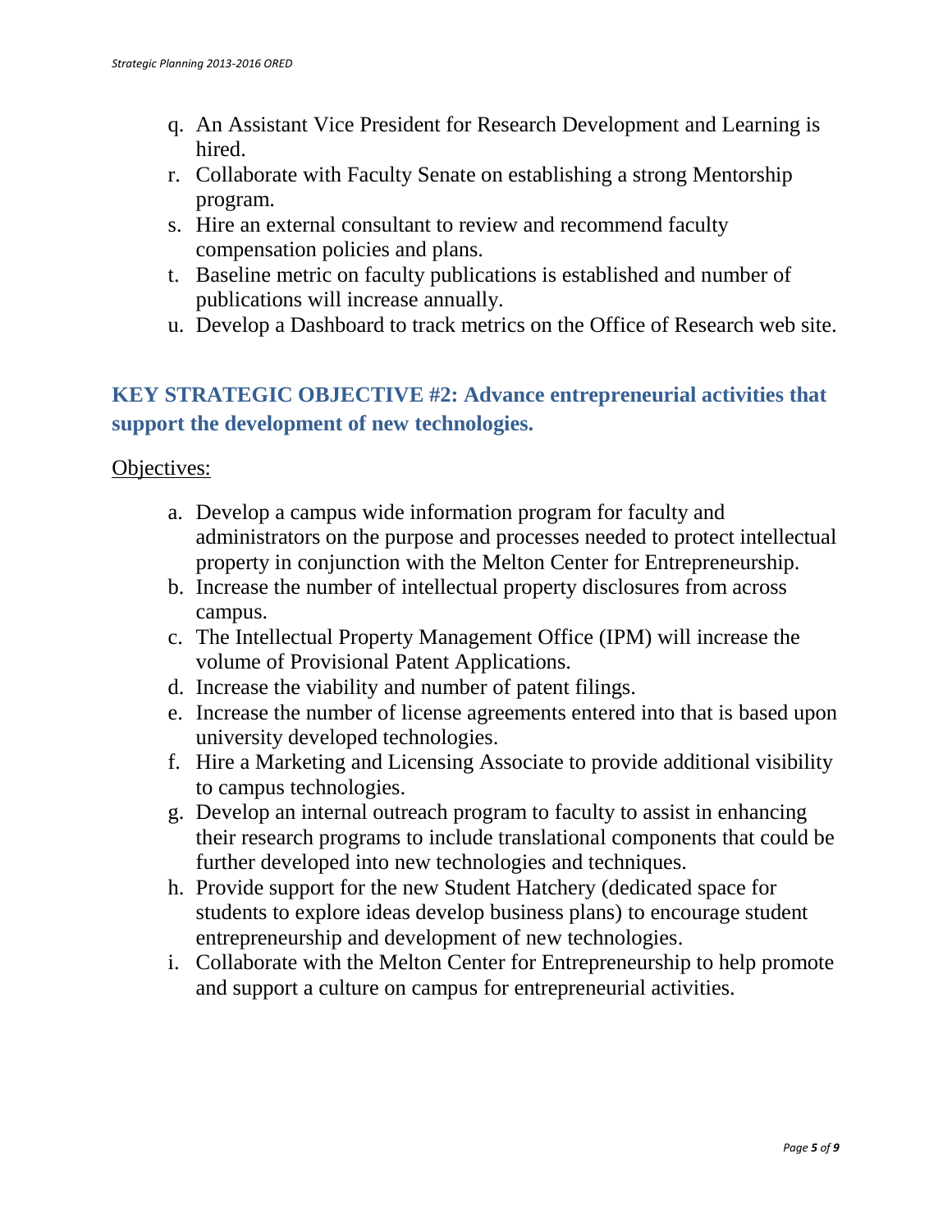q. An Assistant Vice President for Research Development and Learning is hired.
r. Collaborate with Faculty Senate on establishing a strong Mentorship program.
s. Hire an external consultant to review and recommend faculty compensation policies and plans.
t. Baseline metric on faculty publications is established and number of publications will increase annually.
u. Develop a Dashboard to track metrics on the Office of Research web site.

## KEY STRATEGIC OBJECTIVE #2: Advance entrepreneurial activities that support the development of new technologies.

<u>Objectives:</u>

a. Develop a campus wide information program for faculty and administrators on the purpose and processes needed to protect intellectual property in conjunction with the Melton Center for Entrepreneurship.
b. Increase the number of intellectual property disclosures from across campus.
c. The Intellectual Property Management Office (IPM) will increase the volume of Provisional Patent Applications.
d. Increase the viability and number of patent filings.
e. Increase the number of license agreements entered into that is based upon university developed technologies.
f. Hire a Marketing and Licensing Associate to provide additional visibility to campus technologies.
g. Develop an internal outreach program to faculty to assist in enhancing their research programs to include translational components that could be further developed into new technologies and techniques.
h. Provide support for the new Student Hatchery (dedicated space for students to explore ideas develop business plans) to encourage student entrepreneurship and development of new technologies.
i. Collaborate with the Melton Center for Entrepreneurship to help promote and support a culture on campus for entrepreneurial activities.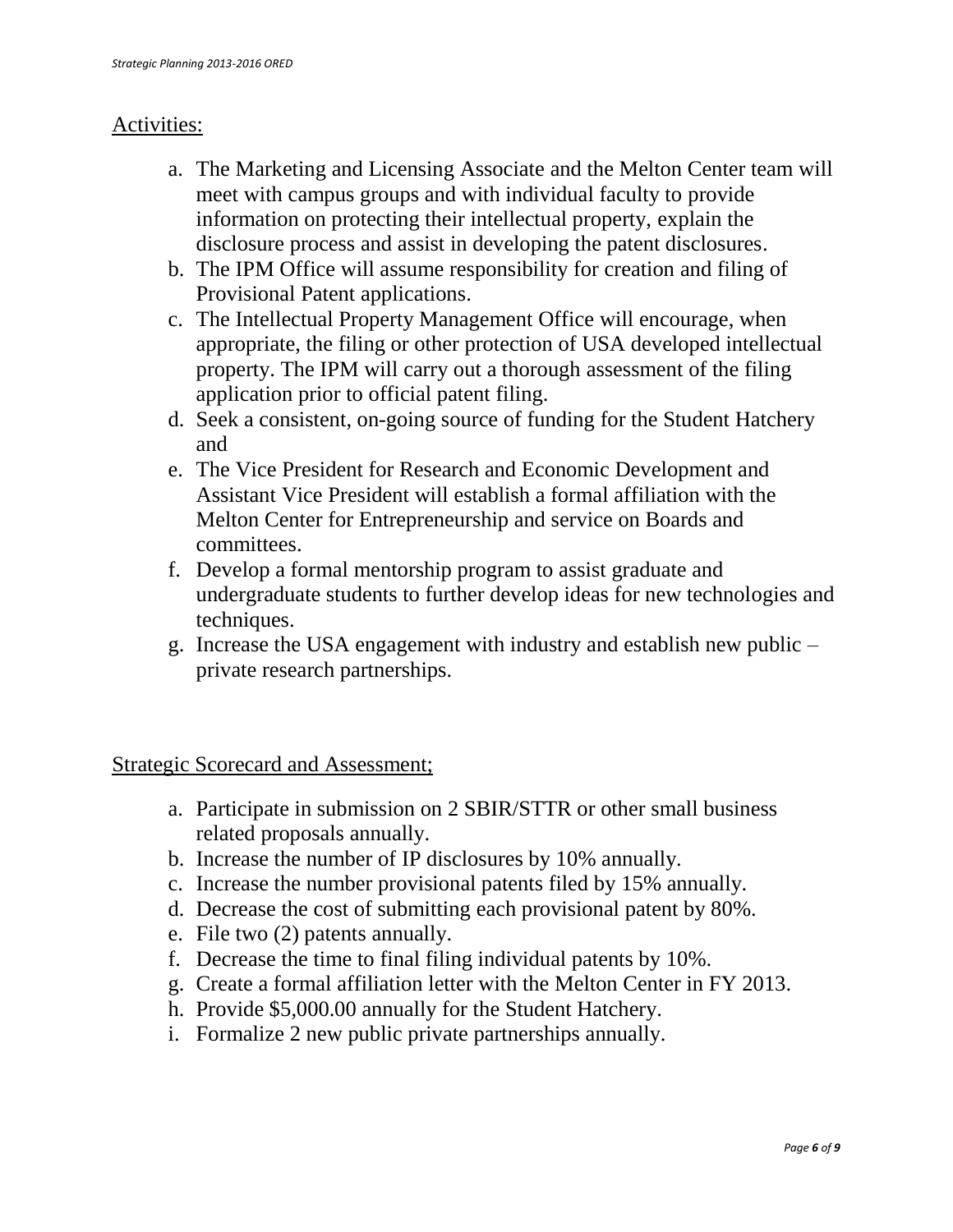## Activities:

a. The Marketing and Licensing Associate and the Melton Center team will meet with campus groups and with individual faculty to provide information on protecting their intellectual property, explain the disclosure process and assist in developing the patent disclosures.
b. The IPM Office will assume responsibility for creation and filing of Provisional Patent applications.
c. The Intellectual Property Management Office will encourage, when appropriate, the filing or other protection of USA developed intellectual property. The IPM will carry out a thorough assessment of the filing application prior to official patent filing.
d. Seek a consistent, on-going source of funding for the Student Hatchery and
e. The Vice President for Research and Economic Development and Assistant Vice President will establish a formal affiliation with the Melton Center for Entrepreneurship and service on Boards and committees.
f. Develop a formal mentorship program to assist graduate and undergraduate students to further develop ideas for new technologies and techniques.
g. Increase the USA engagement with industry and establish new public – private research partnerships.

## Strategic Scorecard and Assessment;

a. Participate in submission on 2 SBIR/STTR or other small business related proposals annually.
b. Increase the number of IP disclosures by 10% annually.
c. Increase the number provisional patents filed by 15% annually.
d. Decrease the cost of submitting each provisional patent by 80%.
e. File two (2) patents annually.
f. Decrease the time to final filing individual patents by 10%.
g. Create a formal affiliation letter with the Melton Center in FY 2013.
h. Provide $5,000.00 annually for the Student Hatchery.
i. Formalize 2 new public private partnerships annually.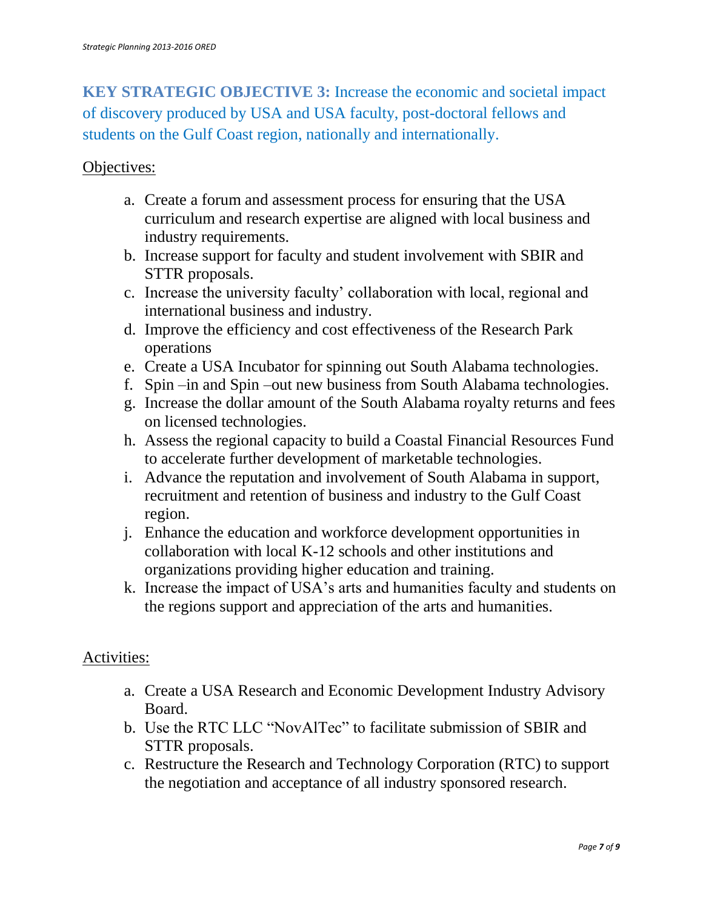## **KEY STRATEGIC OBJECTIVE 3:** Increase the economic and societal impact of discovery produced by USA and USA faculty, post-doctoral fellows and students on the Gulf Coast region, nationally and internationally.

Objectives:

a. Create a forum and assessment process for ensuring that the USA curriculum and research expertise are aligned with local business and industry requirements.
b. Increase support for faculty and student involvement with SBIR and STTR proposals.
c. Increase the university faculty' collaboration with local, regional and international business and industry.
d. Improve the efficiency and cost effectiveness of the Research Park operations
e. Create a USA Incubator for spinning out South Alabama technologies.
f. Spin –in and Spin –out new business from South Alabama technologies.
g. Increase the dollar amount of the South Alabama royalty returns and fees on licensed technologies.
h. Assess the regional capacity to build a Coastal Financial Resources Fund to accelerate further development of marketable technologies.
i. Advance the reputation and involvement of South Alabama in support, recruitment and retention of business and industry to the Gulf Coast region.
j. Enhance the education and workforce development opportunities in collaboration with local K-12 schools and other institutions and organizations providing higher education and training.
k. Increase the impact of USA's arts and humanities faculty and students on the regions support and appreciation of the arts and humanities.

Activities:

a. Create a USA Research and Economic Development Industry Advisory Board.
b. Use the RTC LLC "NovAlTec" to facilitate submission of SBIR and STTR proposals.
c. Restructure the Research and Technology Corporation (RTC) to support the negotiation and acceptance of all industry sponsored research.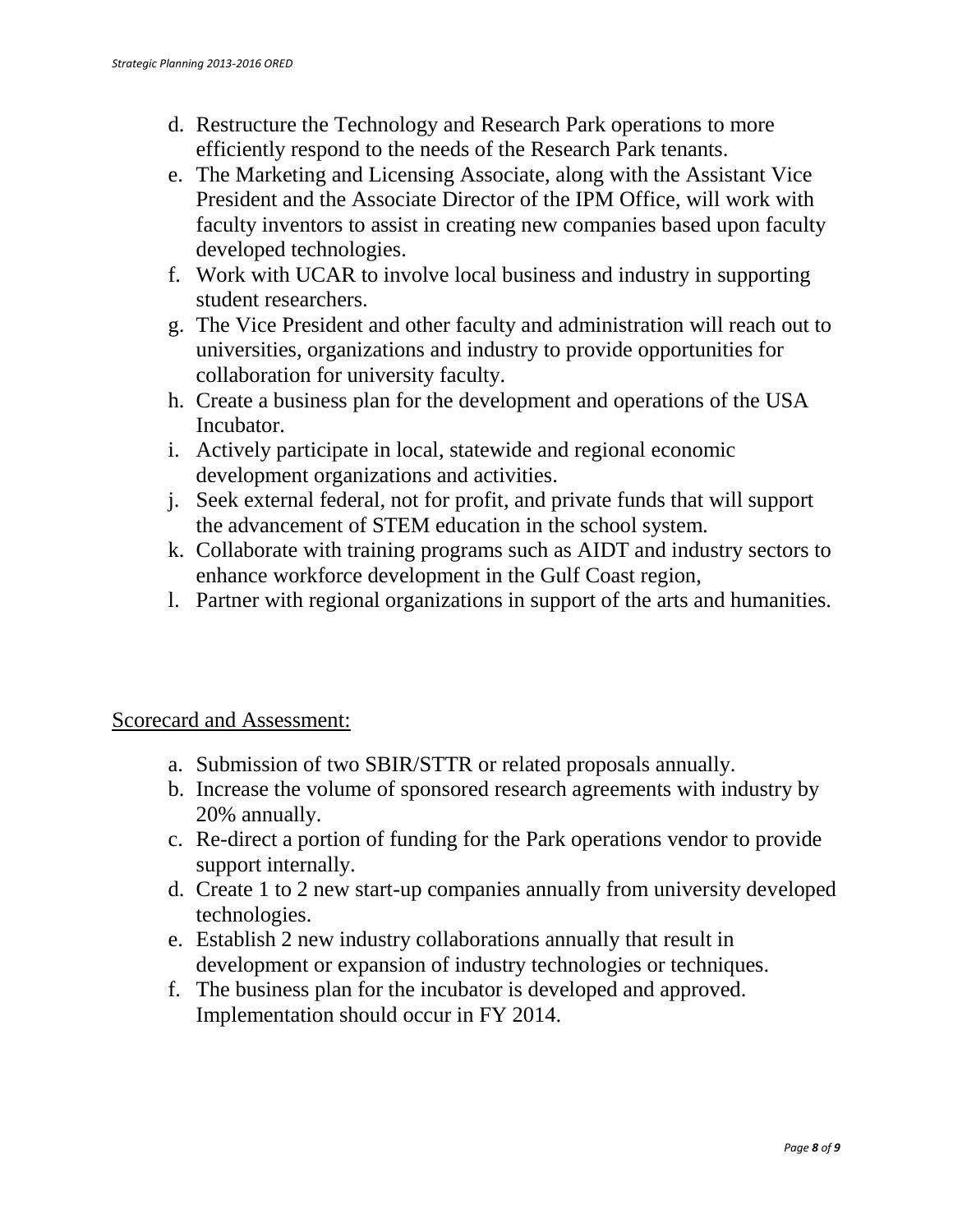d. Restructure the Technology and Research Park operations to more efficiently respond to the needs of the Research Park tenants.
e. The Marketing and Licensing Associate, along with the Assistant Vice President and the Associate Director of the IPM Office, will work with faculty inventors to assist in creating new companies based upon faculty developed technologies.
f. Work with UCAR to involve local business and industry in supporting student researchers.
g. The Vice President and other faculty and administration will reach out to universities, organizations and industry to provide opportunities for collaboration for university faculty.
h. Create a business plan for the development and operations of the USA Incubator.
i. Actively participate in local, statewide and regional economic development organizations and activities.
j. Seek external federal, not for profit, and private funds that will support the advancement of STEM education in the school system.
k. Collaborate with training programs such as AIDT and industry sectors to enhance workforce development in the Gulf Coast region,
l. Partner with regional organizations in support of the arts and humanities.

Scorecard and Assessment:

a. Submission of two SBIR/STTR or related proposals annually.
b. Increase the volume of sponsored research agreements with industry by 20% annually.
c. Re-direct a portion of funding for the Park operations vendor to provide support internally.
d. Create 1 to 2 new start-up companies annually from university developed technologies.
e. Establish 2 new industry collaborations annually that result in development or expansion of industry technologies or techniques.
f. The business plan for the incubator is developed and approved. Implementation should occur in FY 2014.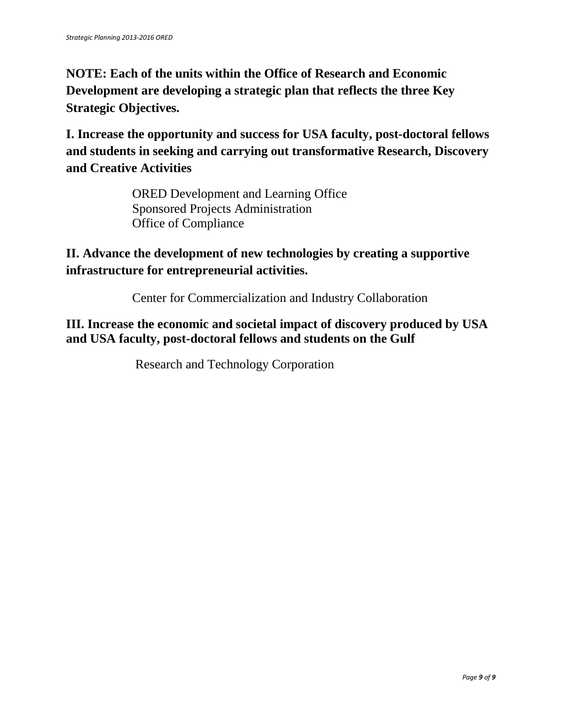**NOTE: Each of the units within the Office of Research and Economic Development are developing a strategic plan that reflects the three Key Strategic Objectives.**

## I. Increase the opportunity and success for USA faculty, post-doctoral fellows and students in seeking and carrying out transformative Research, Discovery and Creative Activities

ORED Development and Learning Office
Sponsored Projects Administration
Office of Compliance

## II. Advance the development of new technologies by creating a supportive infrastructure for entrepreneurial activities.

Center for Commercialization and Industry Collaboration

## III. Increase the economic and societal impact of discovery produced by USA and USA faculty, post-doctoral fellows and students on the Gulf

Research and Technology Corporation